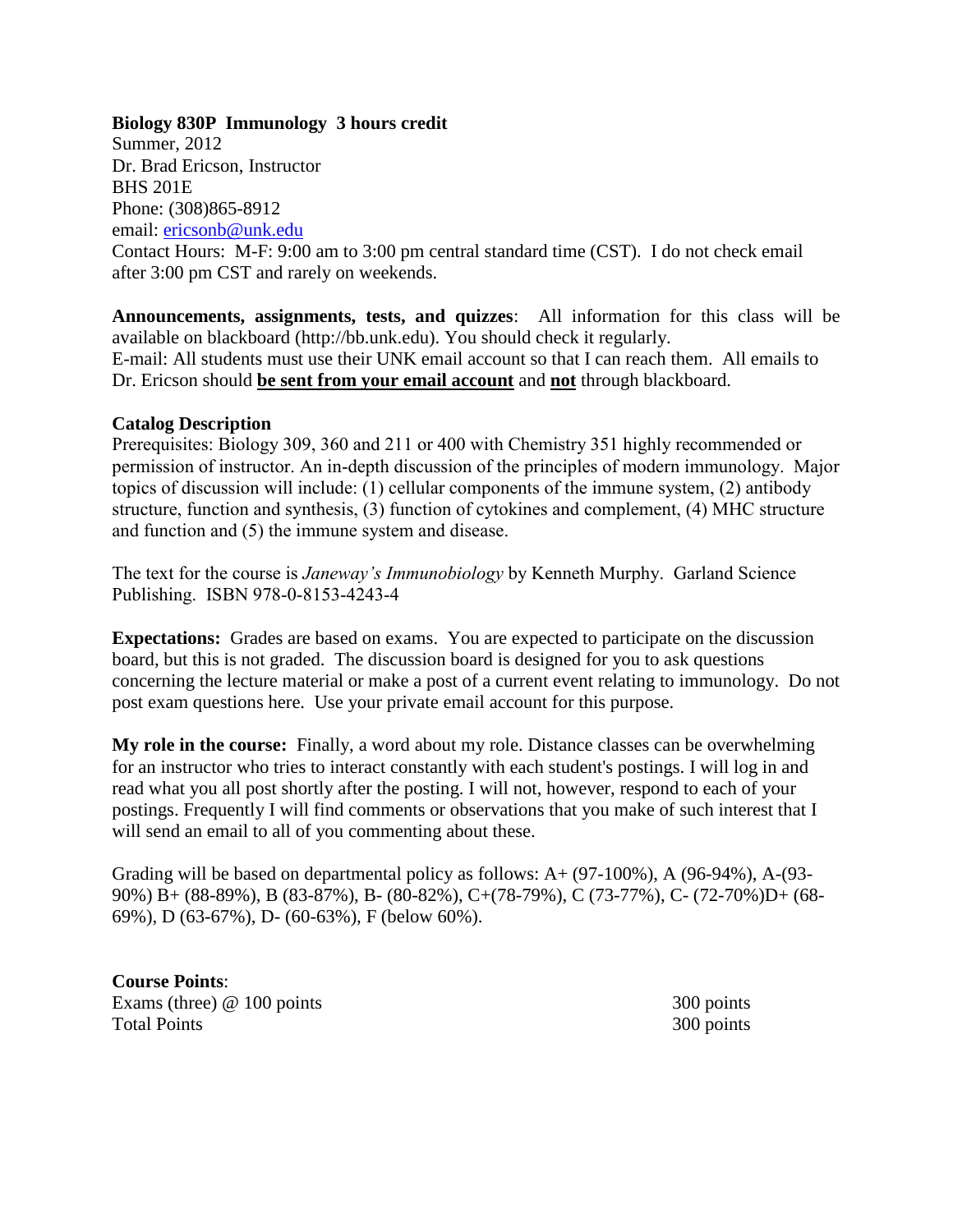**Biology 830P Immunology 3 hours credit**
Summer, 2012
Dr. Brad Ericson, Instructor
BHS 201E
Phone: (308)865-8912
email: ericsonb@unk.edu
Contact Hours: M-F: 9:00 am to 3:00 pm central standard time (CST). I do not check email after 3:00 pm CST and rarely on weekends.

**Announcements, assignments, tests, and quizzes**: All information for this class will be available on blackboard (http://bb.unk.edu). You should check it regularly.
E-mail: All students must use their UNK email account so that I can reach them. All emails to Dr. Ericson should **be sent from your email account** and **not** through blackboard.

**Catalog Description**
Prerequisites: Biology 309, 360 and 211 or 400 with Chemistry 351 highly recommended or permission of instructor. An in-depth discussion of the principles of modern immunology. Major topics of discussion will include: (1) cellular components of the immune system, (2) antibody structure, function and synthesis, (3) function of cytokines and complement, (4) MHC structure and function and (5) the immune system and disease.

The text for the course is *Janeway's Immunobiology* by Kenneth Murphy. Garland Science Publishing. ISBN 978-0-8153-4243-4

**Expectations:** Grades are based on exams. You are expected to participate on the discussion board, but this is not graded. The discussion board is designed for you to ask questions concerning the lecture material or make a post of a current event relating to immunology. Do not post exam questions here. Use your private email account for this purpose.

**My role in the course:** Finally, a word about my role. Distance classes can be overwhelming for an instructor who tries to interact constantly with each student's postings. I will log in and read what you all post shortly after the posting. I will not, however, respond to each of your postings. Frequently I will find comments or observations that you make of such interest that I will send an email to all of you commenting about these.

Grading will be based on departmental policy as follows: A+ (97-100%), A (96-94%), A-(93-90%) B+ (88-89%), B (83-87%), B- (80-82%), C+(78-79%), C (73-77%), C- (72-70%)D+ (68-69%), D (63-67%), D- (60-63%), F (below 60%).

**Course Points**:

| | |
|---|---|
| Exams (three) @ 100 points | 300 points |
| Total Points | 300 points |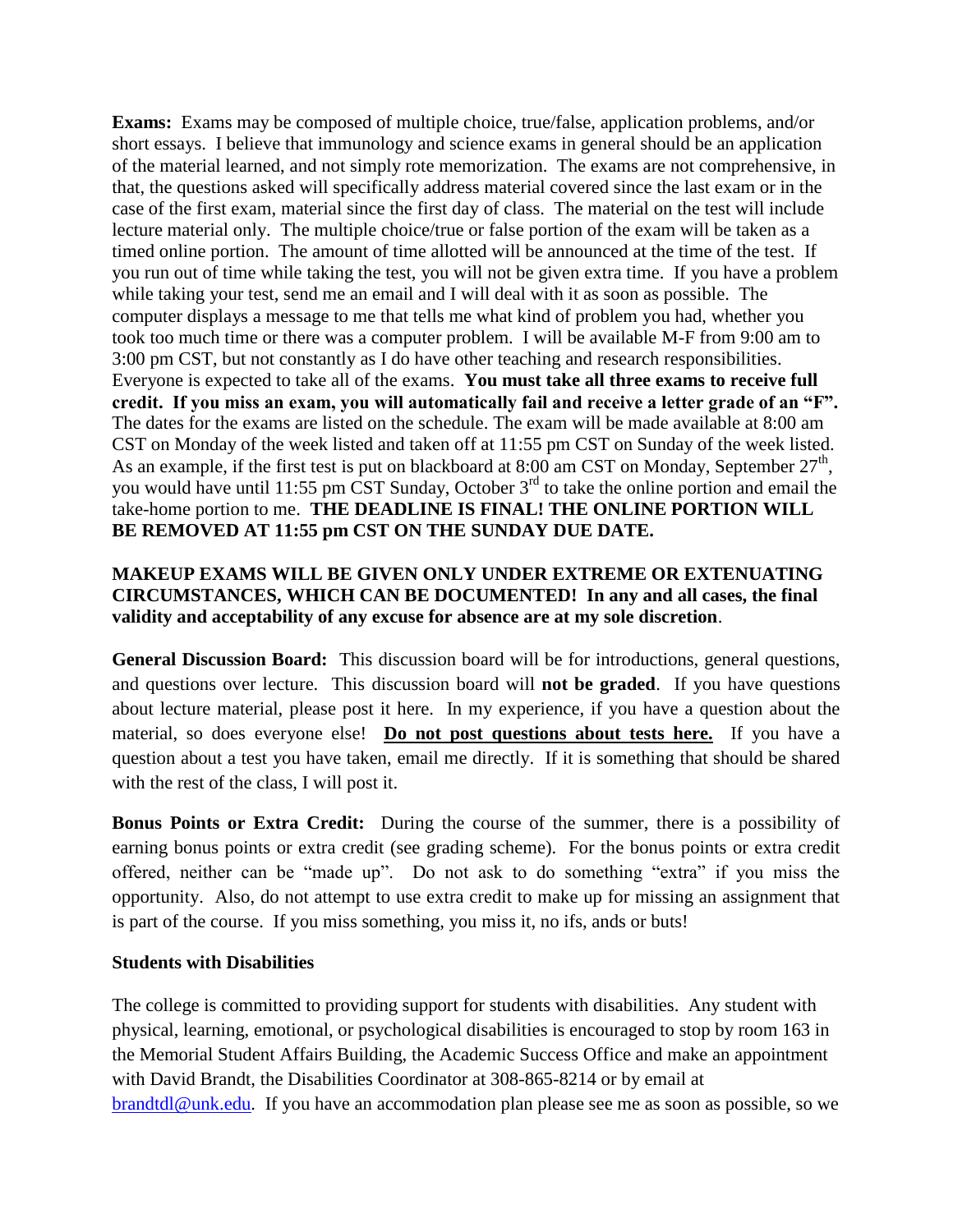**Exams:** Exams may be composed of multiple choice, true/false, application problems, and/or short essays. I believe that immunology and science exams in general should be an application of the material learned, and not simply rote memorization. The exams are not comprehensive, in that, the questions asked will specifically address material covered since the last exam or in the case of the first exam, material since the first day of class. The material on the test will include lecture material only. The multiple choice/true or false portion of the exam will be taken as a timed online portion. The amount of time allotted will be announced at the time of the test. If you run out of time while taking the test, you will not be given extra time. If you have a problem while taking your test, send me an email and I will deal with it as soon as possible. The computer displays a message to me that tells me what kind of problem you had, whether you took too much time or there was a computer problem. I will be available M-F from 9:00 am to 3:00 pm CST, but not constantly as I do have other teaching and research responsibilities. Everyone is expected to take all of the exams. **You must take all three exams to receive full credit. If you miss an exam, you will automatically fail and receive a letter grade of an "F".** The dates for the exams are listed on the schedule. The exam will be made available at 8:00 am CST on Monday of the week listed and taken off at 11:55 pm CST on Sunday of the week listed. As an example, if the first test is put on blackboard at 8:00 am CST on Monday, September 27th, you would have until 11:55 pm CST Sunday, October 3rd to take the online portion and email the take-home portion to me. **THE DEADLINE IS FINAL! THE ONLINE PORTION WILL BE REMOVED AT 11:55 pm CST ON THE SUNDAY DUE DATE.**

**MAKEUP EXAMS WILL BE GIVEN ONLY UNDER EXTREME OR EXTENUATING CIRCUMSTANCES, WHICH CAN BE DOCUMENTED! In any and all cases, the final validity and acceptability of any excuse for absence are at my sole discretion**.

**General Discussion Board:** This discussion board will be for introductions, general questions, and questions over lecture. This discussion board will **not be graded**. If you have questions about lecture material, please post it here. In my experience, if you have a question about the material, so does everyone else! **Do not post questions about tests here.** If you have a question about a test you have taken, email me directly. If it is something that should be shared with the rest of the class, I will post it.

**Bonus Points or Extra Credit:** During the course of the summer, there is a possibility of earning bonus points or extra credit (see grading scheme). For the bonus points or extra credit offered, neither can be "made up". Do not ask to do something "extra" if you miss the opportunity. Also, do not attempt to use extra credit to make up for missing an assignment that is part of the course. If you miss something, you miss it, no ifs, ands or buts!

**Students with Disabilities**

The college is committed to providing support for students with disabilities. Any student with physical, learning, emotional, or psychological disabilities is encouraged to stop by room 163 in the Memorial Student Affairs Building, the Academic Success Office and make an appointment with David Brandt, the Disabilities Coordinator at 308-865-8214 or by email at brandtdl@unk.edu. If you have an accommodation plan please see me as soon as possible, so we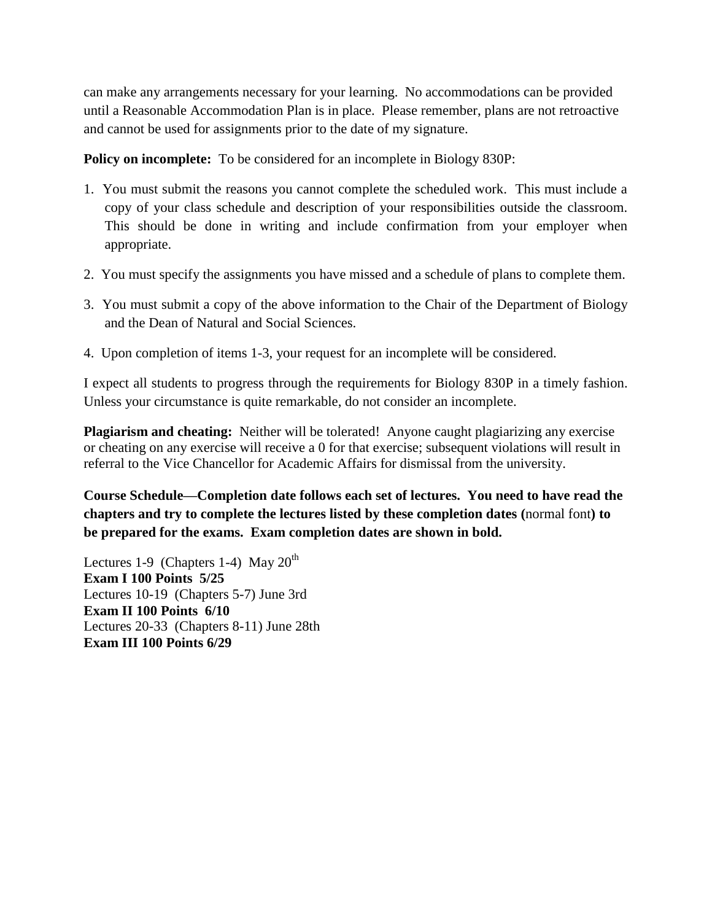can make any arrangements necessary for your learning. No accommodations can be provided until a Reasonable Accommodation Plan is in place. Please remember, plans are not retroactive and cannot be used for assignments prior to the date of my signature.

**Policy on incomplete:** To be considered for an incomplete in Biology 830P:

1. You must submit the reasons you cannot complete the scheduled work. This must include a copy of your class schedule and description of your responsibilities outside the classroom. This should be done in writing and include confirmation from your employer when appropriate.
2. You must specify the assignments you have missed and a schedule of plans to complete them.
3. You must submit a copy of the above information to the Chair of the Department of Biology and the Dean of Natural and Social Sciences.
4. Upon completion of items 1-3, your request for an incomplete will be considered.

I expect all students to progress through the requirements for Biology 830P in a timely fashion. Unless your circumstance is quite remarkable, do not consider an incomplete.

**Plagiarism and cheating:** Neither will be tolerated! Anyone caught plagiarizing any exercise or cheating on any exercise will receive a 0 for that exercise; subsequent violations will result in referral to the Vice Chancellor for Academic Affairs for dismissal from the university.

**Course Schedule—Completion date follows each set of lectures. You need to have read the chapters and try to complete the lectures listed by these completion dates (**normal font**) to be prepared for the exams. Exam completion dates are shown in bold.**

Lectures 1-9 (Chapters 1-4) May 20th  
**Exam I 100 Points 5/25**  
Lectures 10-19 (Chapters 5-7) June 3rd  
**Exam II 100 Points 6/10**  
Lectures 20-33 (Chapters 8-11) June 28th  
**Exam III 100 Points 6/29**